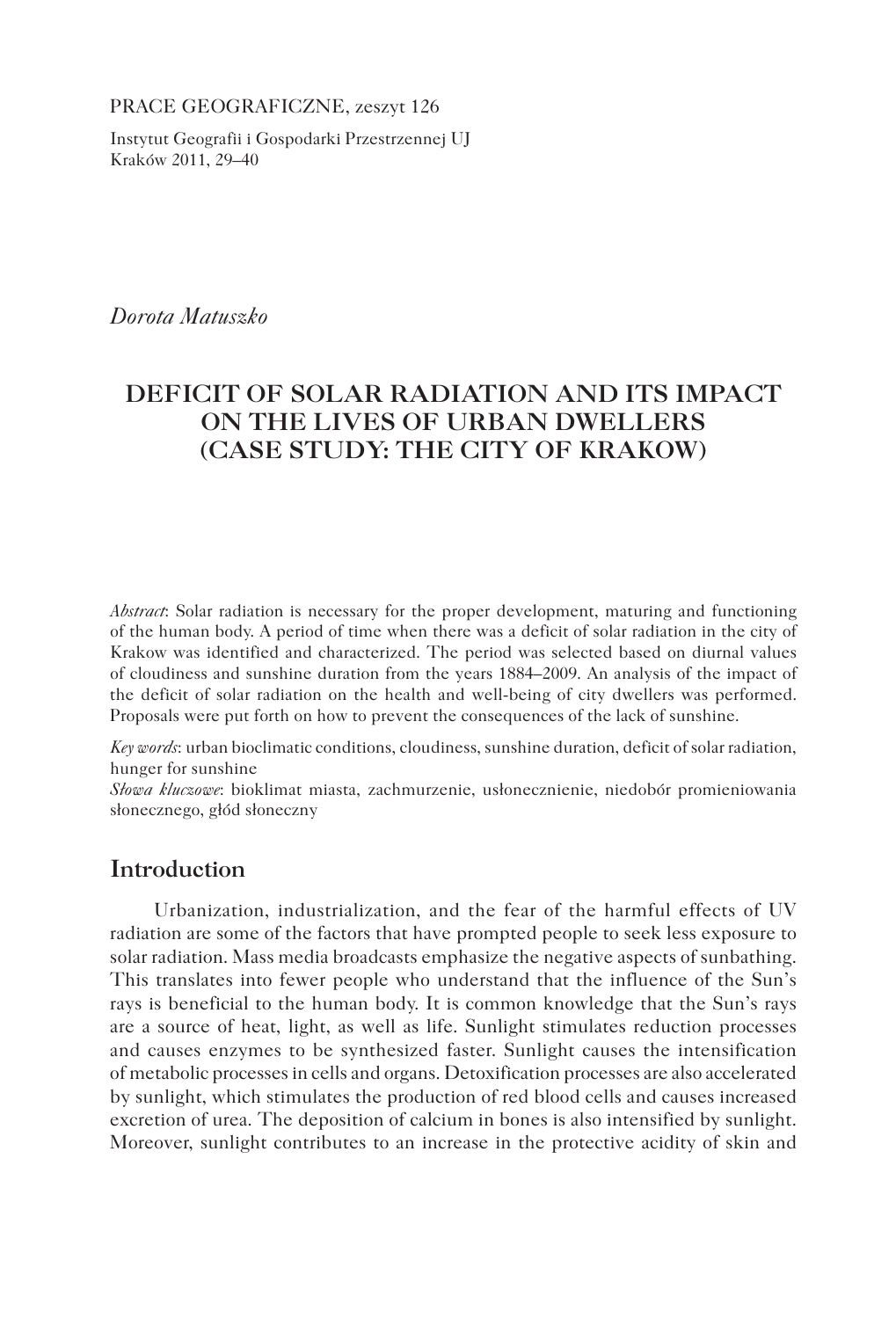PRACE GEOGRAFICZNE, zeszyt 126

Instytut Geografii i Gospodarki Przestrzennej UJ
Kraków 2011, 29–40

*Dorota Matuszko*

# DEFICIT OF SOLAR RADIATION AND ITS IMPACT ON THE LIVES OF URBAN DWELLERS (CASE STUDY: THE CITY OF KRAKOW)

*Abstract*: Solar radiation is necessary for the proper development, maturing and functioning of the human body. A period of time when there was a deficit of solar radiation in the city of Krakow was identified and characterized. The period was selected based on diurnal values of cloudiness and sunshine duration from the years 1884–2009. An analysis of the impact of the deficit of solar radiation on the health and well-being of city dwellers was performed. Proposals were put forth on how to prevent the consequences of the lack of sunshine.

*Key words*: urban bioclimatic conditions, cloudiness, sunshine duration, deficit of solar radiation, hunger for sunshine

*Słowa kluczowe*: bioklimat miasta, zachmurzenie, usłonecznienie, niedobór promieniowania słonecznego, głód słoneczny

## Introduction

Urbanization, industrialization, and the fear of the harmful effects of UV radiation are some of the factors that have prompted people to seek less exposure to solar radiation. Mass media broadcasts emphasize the negative aspects of sunbathing. This translates into fewer people who understand that the influence of the Sun's rays is beneficial to the human body. It is common knowledge that the Sun's rays are a source of heat, light, as well as life. Sunlight stimulates reduction processes and causes enzymes to be synthesized faster. Sunlight causes the intensification of metabolic processes in cells and organs. Detoxification processes are also accelerated by sunlight, which stimulates the production of red blood cells and causes increased excretion of urea. The deposition of calcium in bones is also intensified by sunlight. Moreover, sunlight contributes to an increase in the protective acidity of skin and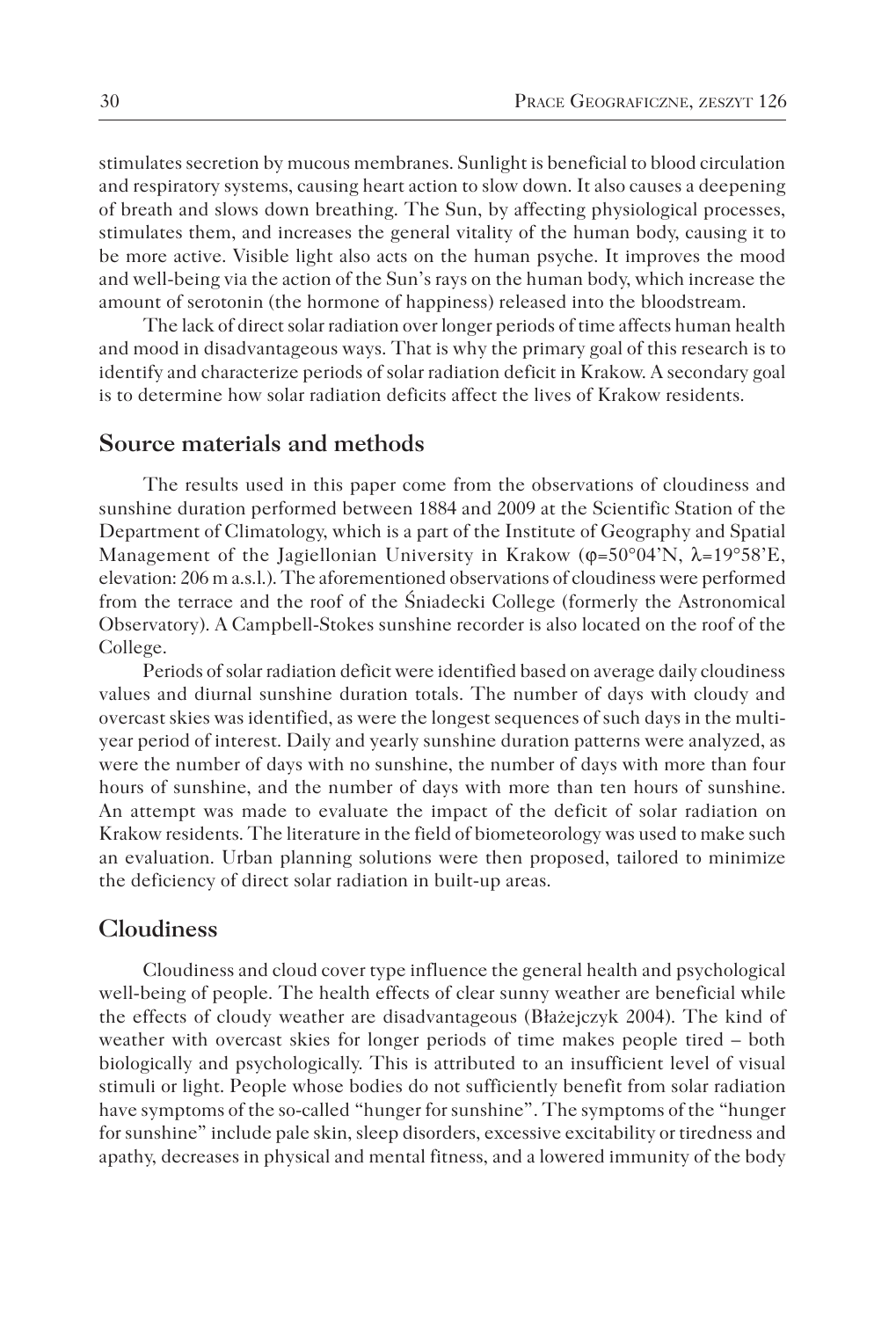stimulates secretion by mucous membranes. Sunlight is beneficial to blood circulation and respiratory systems, causing heart action to slow down. It also causes a deepening of breath and slows down breathing. The Sun, by affecting physiological processes, stimulates them, and increases the general vitality of the human body, causing it to be more active. Visible light also acts on the human psyche. It improves the mood and well-being via the action of the Sun's rays on the human body, which increase the amount of serotonin (the hormone of happiness) released into the bloodstream.

The lack of direct solar radiation over longer periods of time affects human health and mood in disadvantageous ways. That is why the primary goal of this research is to identify and characterize periods of solar radiation deficit in Krakow. A secondary goal is to determine how solar radiation deficits affect the lives of Krakow residents.

## Source materials and methods

The results used in this paper come from the observations of cloudiness and sunshine duration performed between 1884 and 2009 at the Scientific Station of the Department of Climatology, which is a part of the Institute of Geography and Spatial Management of the Jagiellonian University in Krakow ($\varphi$=50°04'N, $\lambda$=19°58'E, elevation: 206 m a.s.l.). The aforementioned observations of cloudiness were performed from the terrace and the roof of the Śniadecki College (formerly the Astronomical Observatory). A Campbell-Stokes sunshine recorder is also located on the roof of the College.

Periods of solar radiation deficit were identified based on average daily cloudiness values and diurnal sunshine duration totals. The number of days with cloudy and overcast skies was identified, as were the longest sequences of such days in the multi-year period of interest. Daily and yearly sunshine duration patterns were analyzed, as were the number of days with no sunshine, the number of days with more than four hours of sunshine, and the number of days with more than ten hours of sunshine. An attempt was made to evaluate the impact of the deficit of solar radiation on Krakow residents. The literature in the field of biometeorology was used to make such an evaluation. Urban planning solutions were then proposed, tailored to minimize the deficiency of direct solar radiation in built-up areas.

## Cloudiness

Cloudiness and cloud cover type influence the general health and psychological well-being of people. The health effects of clear sunny weather are beneficial while the effects of cloudy weather are disadvantageous (Błażejczyk 2004). The kind of weather with overcast skies for longer periods of time makes people tired – both biologically and psychologically. This is attributed to an insufficient level of visual stimuli or light. People whose bodies do not sufficiently benefit from solar radiation have symptoms of the so-called "hunger for sunshine". The symptoms of the "hunger for sunshine" include pale skin, sleep disorders, excessive excitability or tiredness and apathy, decreases in physical and mental fitness, and a lowered immunity of the body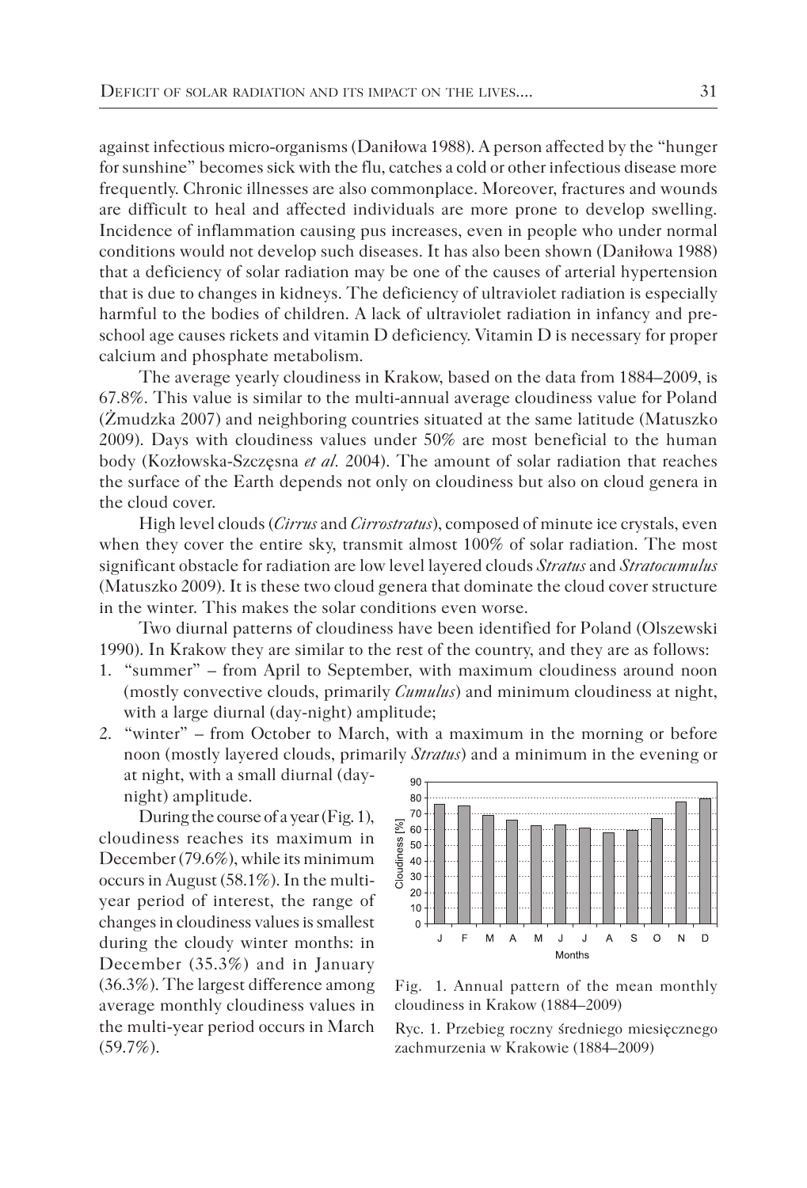against infectious micro-organisms (Daniłowa 1988). A person affected by the "hunger for sunshine" becomes sick with the flu, catches a cold or other infectious disease more frequently. Chronic illnesses are also commonplace. Moreover, fractures and wounds are difficult to heal and affected individuals are more prone to develop swelling. Incidence of inflammation causing pus increases, even in people who under normal conditions would not develop such diseases. It has also been shown (Daniłowa 1988) that a deficiency of solar radiation may be one of the causes of arterial hypertension that is due to changes in kidneys. The deficiency of ultraviolet radiation is especially harmful to the bodies of children. A lack of ultraviolet radiation in infancy and pre-school age causes rickets and vitamin D deficiency. Vitamin D is necessary for proper calcium and phosphate metabolism.

The average yearly cloudiness in Krakow, based on the data from 1884–2009, is 67.8%. This value is similar to the multi-annual average cloudiness value for Poland (Żmudzka 2007) and neighboring countries situated at the same latitude (Matuszko 2009). Days with cloudiness values under 50% are most beneficial to the human body (Kozłowska-Szczęsna *et al.* 2004). The amount of solar radiation that reaches the surface of the Earth depends not only on cloudiness but also on cloud genera in the cloud cover.

High level clouds (*Cirrus* and *Cirrostratus*), composed of minute ice crystals, even when they cover the entire sky, transmit almost 100% of solar radiation. The most significant obstacle for radiation are low level layered clouds *Stratus* and *Stratocumulus* (Matuszko 2009). It is these two cloud genera that dominate the cloud cover structure in the winter. This makes the solar conditions even worse.

Two diurnal patterns of cloudiness have been identified for Poland (Olszewski 1990). In Krakow they are similar to the rest of the country, and they are as follows:

1. "summer" – from April to September, with maximum cloudiness around noon (mostly convective clouds, primarily *Cumulus*) and minimum cloudiness at night, with a large diurnal (day-night) amplitude;
2. "winter" – from October to March, with a maximum in the morning or before noon (mostly layered clouds, primarily *Stratus*) and a minimum in the evening or at night, with a small diurnal (day-night) amplitude.

During the course of a year (Fig. 1), cloudiness reaches its maximum in December (79.6%), while its minimum occurs in August (58.1%). In the multi-year period of interest, the range of changes in cloudiness values is smallest during the cloudy winter months: in December (35.3%) and in January (36.3%). The largest difference among average monthly cloudiness values in the multi-year period occurs in March (59.7%).

Fig. 1. Annual pattern of the mean monthly cloudiness in Krakow (1884–2009)

Ryc. 1. Przebieg roczny średniego miesięcznego zachmurzenia w Krakowie (1884–2009)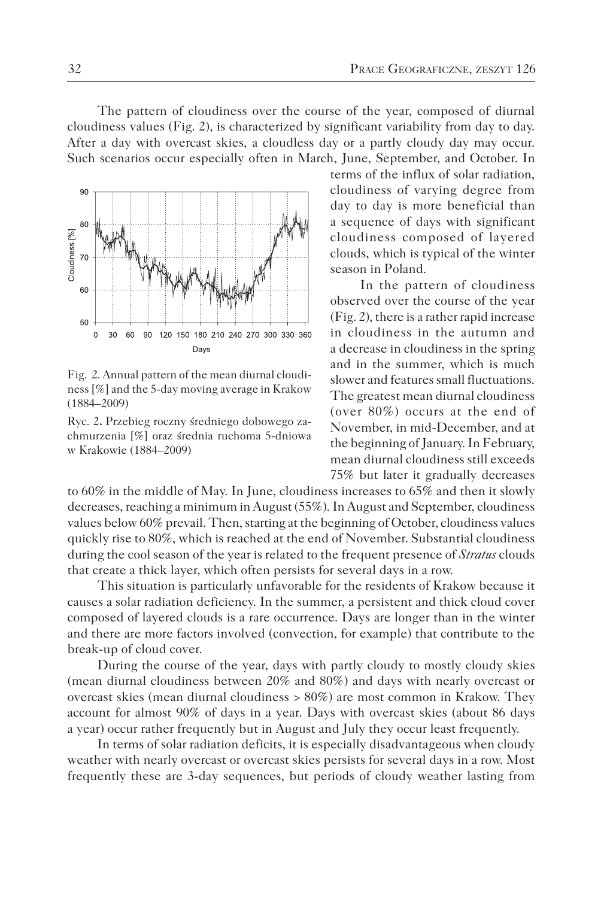The pattern of cloudiness over the course of the year, composed of diurnal cloudiness values (Fig. 2), is characterized by significant variability from day to day. After a day with overcast skies, a cloudless day or a partly cloudy day may occur. Such scenarios occur especially often in March, June, September, and October. In terms of the influx of solar radiation, cloudiness of varying degree from day to day is more beneficial than a sequence of days with significant cloudiness composed of layered clouds, which is typical of the winter season in Poland.

Fig. 2. Annual pattern of the mean diurnal cloudiness [%] and the 5-day moving average in Krakow (1884–2009)

Ryc. 2. Przebieg roczny średniego dobowego zachmurzenia [%] oraz średnia ruchoma 5-dniowa w Krakowie (1884–2009)

In the pattern of cloudiness observed over the course of the year (Fig. 2), there is a rather rapid increase in cloudiness in the autumn and a decrease in cloudiness in the spring and in the summer, which is much slower and features small fluctuations. The greatest mean diurnal cloudiness (over 80%) occurs at the end of November, in mid-December, and at the beginning of January. In February, mean diurnal cloudiness still exceeds 75% but later it gradually decreases to 60% in the middle of May. In June, cloudiness increases to 65% and then it slowly decreases, reaching a minimum in August (55%). In August and September, cloudiness values below 60% prevail. Then, starting at the beginning of October, cloudiness values quickly rise to 80%, which is reached at the end of November. Substantial cloudiness during the cool season of the year is related to the frequent presence of *Stratus* clouds that create a thick layer, which often persists for several days in a row.

This situation is particularly unfavorable for the residents of Krakow because it causes a solar radiation deficiency. In the summer, a persistent and thick cloud cover composed of layered clouds is a rare occurrence. Days are longer than in the winter and there are more factors involved (convection, for example) that contribute to the break-up of cloud cover.

During the course of the year, days with partly cloudy to mostly cloudy skies (mean diurnal cloudiness between 20% and 80%) and days with nearly overcast or overcast skies (mean diurnal cloudiness > 80%) are most common in Krakow. They account for almost 90% of days in a year. Days with overcast skies (about 86 days a year) occur rather frequently but in August and July they occur least frequently.

In terms of solar radiation deficits, it is especially disadvantageous when cloudy weather with nearly overcast or overcast skies persists for several days in a row. Most frequently these are 3-day sequences, but periods of cloudy weather lasting from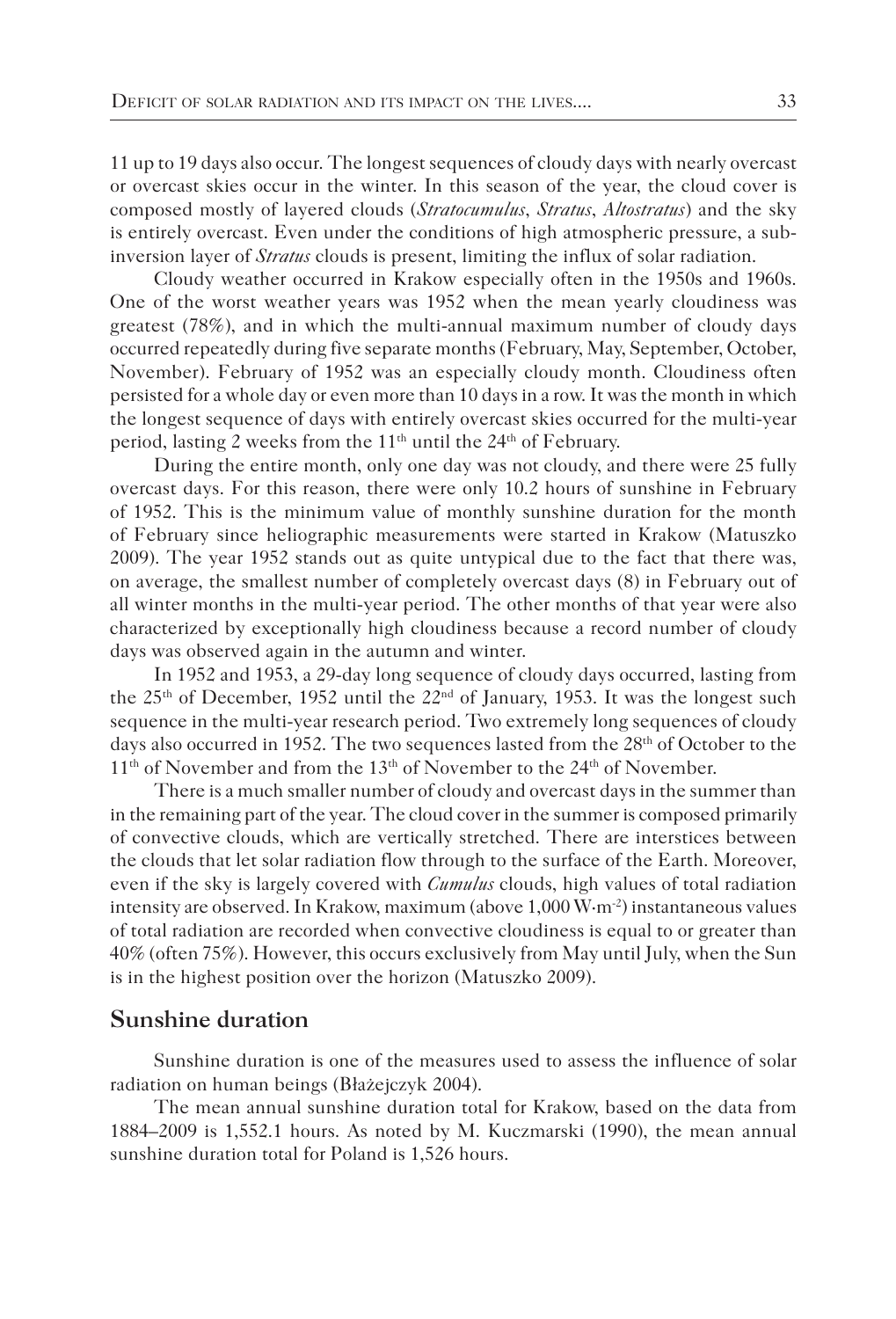11 up to 19 days also occur. The longest sequences of cloudy days with nearly overcast or overcast skies occur in the winter. In this season of the year, the cloud cover is composed mostly of layered clouds (*Stratocumulus*, *Stratus*, *Altostratus*) and the sky is entirely overcast. Even under the conditions of high atmospheric pressure, a sub-inversion layer of *Stratus* clouds is present, limiting the influx of solar radiation.

Cloudy weather occurred in Krakow especially often in the 1950s and 1960s. One of the worst weather years was 1952 when the mean yearly cloudiness was greatest (78%), and in which the multi-annual maximum number of cloudy days occurred repeatedly during five separate months (February, May, September, October, November). February of 1952 was an especially cloudy month. Cloudiness often persisted for a whole day or even more than 10 days in a row. It was the month in which the longest sequence of days with entirely overcast skies occurred for the multi-year period, lasting 2 weeks from the 11th until the 24th of February.

During the entire month, only one day was not cloudy, and there were 25 fully overcast days. For this reason, there were only 10.2 hours of sunshine in February of 1952. This is the minimum value of monthly sunshine duration for the month of February since heliographic measurements were started in Krakow (Matuszko 2009). The year 1952 stands out as quite untypical due to the fact that there was, on average, the smallest number of completely overcast days (8) in February out of all winter months in the multi-year period. The other months of that year were also characterized by exceptionally high cloudiness because a record number of cloudy days was observed again in the autumn and winter.

In 1952 and 1953, a 29-day long sequence of cloudy days occurred, lasting from the 25th of December, 1952 until the 22nd of January, 1953. It was the longest such sequence in the multi-year research period. Two extremely long sequences of cloudy days also occurred in 1952. The two sequences lasted from the 28th of October to the 11th of November and from the 13th of November to the 24th of November.

There is a much smaller number of cloudy and overcast days in the summer than in the remaining part of the year. The cloud cover in the summer is composed primarily of convective clouds, which are vertically stretched. There are interstices between the clouds that let solar radiation flow through to the surface of the Earth. Moreover, even if the sky is largely covered with *Cumulus* clouds, high values of total radiation intensity are observed. In Krakow, maximum (above 1,000 $W \cdot m^{-2}$) instantaneous values of total radiation are recorded when convective cloudiness is equal to or greater than 40% (often 75%). However, this occurs exclusively from May until July, when the Sun is in the highest position over the horizon (Matuszko 2009).

## Sunshine duration

Sunshine duration is one of the measures used to assess the influence of solar radiation on human beings (Błażejczyk 2004).

The mean annual sunshine duration total for Krakow, based on the data from 1884–2009 is 1,552.1 hours. As noted by M. Kuczmarski (1990), the mean annual sunshine duration total for Poland is 1,526 hours.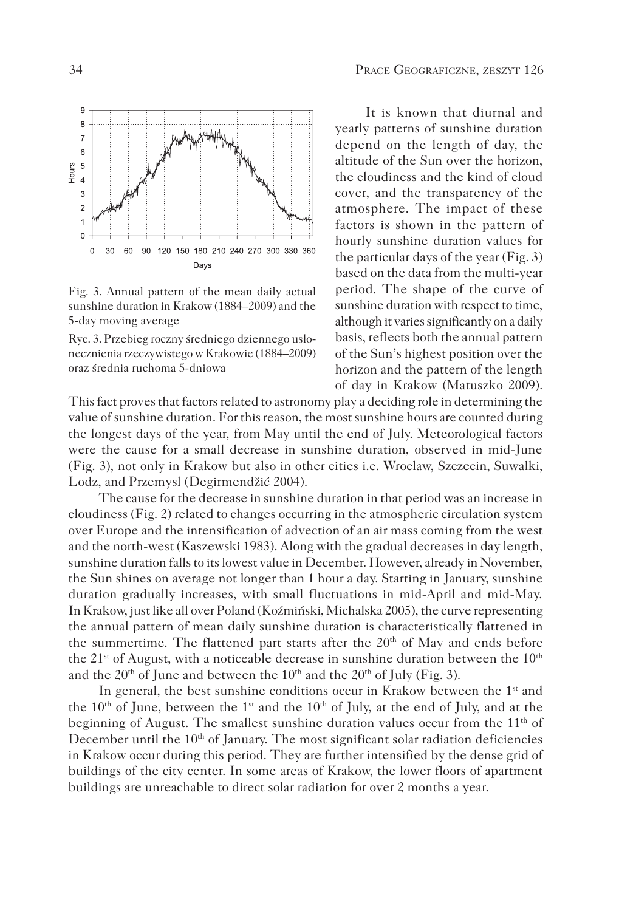Fig. 3. Annual pattern of the mean daily actual sunshine duration in Krakow (1884–2009) and the 5-day moving average

Ryc. 3. Przebieg roczny średniego dziennego usłonecznienia rzeczywistego w Krakowie (1884–2009) oraz średnia ruchoma 5-dniowa

It is known that diurnal and yearly patterns of sunshine duration depend on the length of day, the altitude of the Sun over the horizon, the cloudiness and the kind of cloud cover, and the transparency of the atmosphere. The impact of these factors is shown in the pattern of hourly sunshine duration values for the particular days of the year (Fig. 3) based on the data from the multi-year period. The shape of the curve of sunshine duration with respect to time, although it varies significantly on a daily basis, reflects both the annual pattern of the Sun's highest position over the horizon and the pattern of the length of day in Krakow (Matuszko 2009). This fact proves that factors related to astronomy play a deciding role in determining the value of sunshine duration. For this reason, the most sunshine hours are counted during the longest days of the year, from May until the end of July. Meteorological factors were the cause for a small decrease in sunshine duration, observed in mid-June (Fig. 3), not only in Krakow but also in other cities i.e. Wroclaw, Szczecin, Suwalki, Lodz, and Przemysl (Degirmendžić 2004).

The cause for the decrease in sunshine duration in that period was an increase in cloudiness (Fig. 2) related to changes occurring in the atmospheric circulation system over Europe and the intensification of advection of an air mass coming from the west and the north-west (Kaszewski 1983). Along with the gradual decreases in day length, sunshine duration falls to its lowest value in December. However, already in November, the Sun shines on average not longer than 1 hour a day. Starting in January, sunshine duration gradually increases, with small fluctuations in mid-April and mid-May. In Krakow, just like all over Poland (Koźmiński, Michalska 2005), the curve representing the annual pattern of mean daily sunshine duration is characteristically flattened in the summertime. The flattened part starts after the 20th of May and ends before the 21st of August, with a noticeable decrease in sunshine duration between the 10th and the 20th of June and between the 10th and the 20th of July (Fig. 3).

In general, the best sunshine conditions occur in Krakow between the 1st and the 10th of June, between the 1st and the 10th of July, at the end of July, and at the beginning of August. The smallest sunshine duration values occur from the 11th of December until the 10th of January. The most significant solar radiation deficiencies in Krakow occur during this period. They are further intensified by the dense grid of buildings of the city center. In some areas of Krakow, the lower floors of apartment buildings are unreachable to direct solar radiation for over 2 months a year.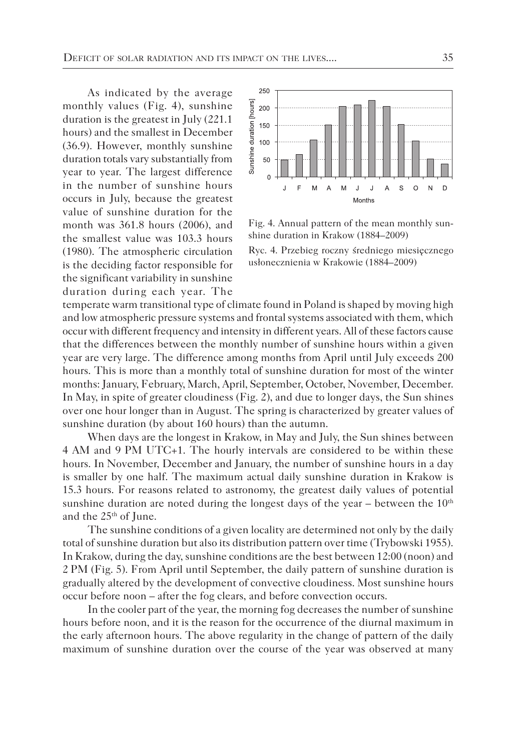As indicated by the average monthly values (Fig. 4), sunshine duration is the greatest in July (221.1 hours) and the smallest in December (36.9). However, monthly sunshine duration totals vary substantially from year to year. The largest difference in the number of sunshine hours occurs in July, because the greatest value of sunshine duration for the month was 361.8 hours (2006), and the smallest value was 103.3 hours (1980). The atmospheric circulation is the deciding factor responsible for the significant variability in sunshine duration during each year. The temperate warm transitional type of climate found in Poland is shaped by moving high and low atmospheric pressure systems and frontal systems associated with them, which occur with different frequency and intensity in different years. All of these factors cause that the differences between the monthly number of sunshine hours within a given year are very large. The difference among months from April until July exceeds 200 hours. This is more than a monthly total of sunshine duration for most of the winter months: January, February, March, April, September, October, November, December. In May, in spite of greater cloudiness (Fig. 2), and due to longer days, the Sun shines over one hour longer than in August. The spring is characterized by greater values of sunshine duration (by about 160 hours) than the autumn.

Fig. 4. Annual pattern of the mean monthly sunshine duration in Krakow (1884–2009)

Ryc. 4. Przebieg roczny średniego miesięcznego usłonecznienia w Krakowie (1884–2009)

When days are the longest in Krakow, in May and July, the Sun shines between 4 AM and 9 PM UTC+1. The hourly intervals are considered to be within these hours. In November, December and January, the number of sunshine hours in a day is smaller by one half. The maximum actual daily sunshine duration in Krakow is 15.3 hours. For reasons related to astronomy, the greatest daily values of potential sunshine duration are noted during the longest days of the year – between the 10th and the 25th of June.

The sunshine conditions of a given locality are determined not only by the daily total of sunshine duration but also its distribution pattern over time (Trybowski 1955). In Krakow, during the day, sunshine conditions are the best between 12:00 (noon) and 2 PM (Fig. 5). From April until September, the daily pattern of sunshine duration is gradually altered by the development of convective cloudiness. Most sunshine hours occur before noon – after the fog clears, and before convection occurs.

In the cooler part of the year, the morning fog decreases the number of sunshine hours before noon, and it is the reason for the occurrence of the diurnal maximum in the early afternoon hours. The above regularity in the change of pattern of the daily maximum of sunshine duration over the course of the year was observed at many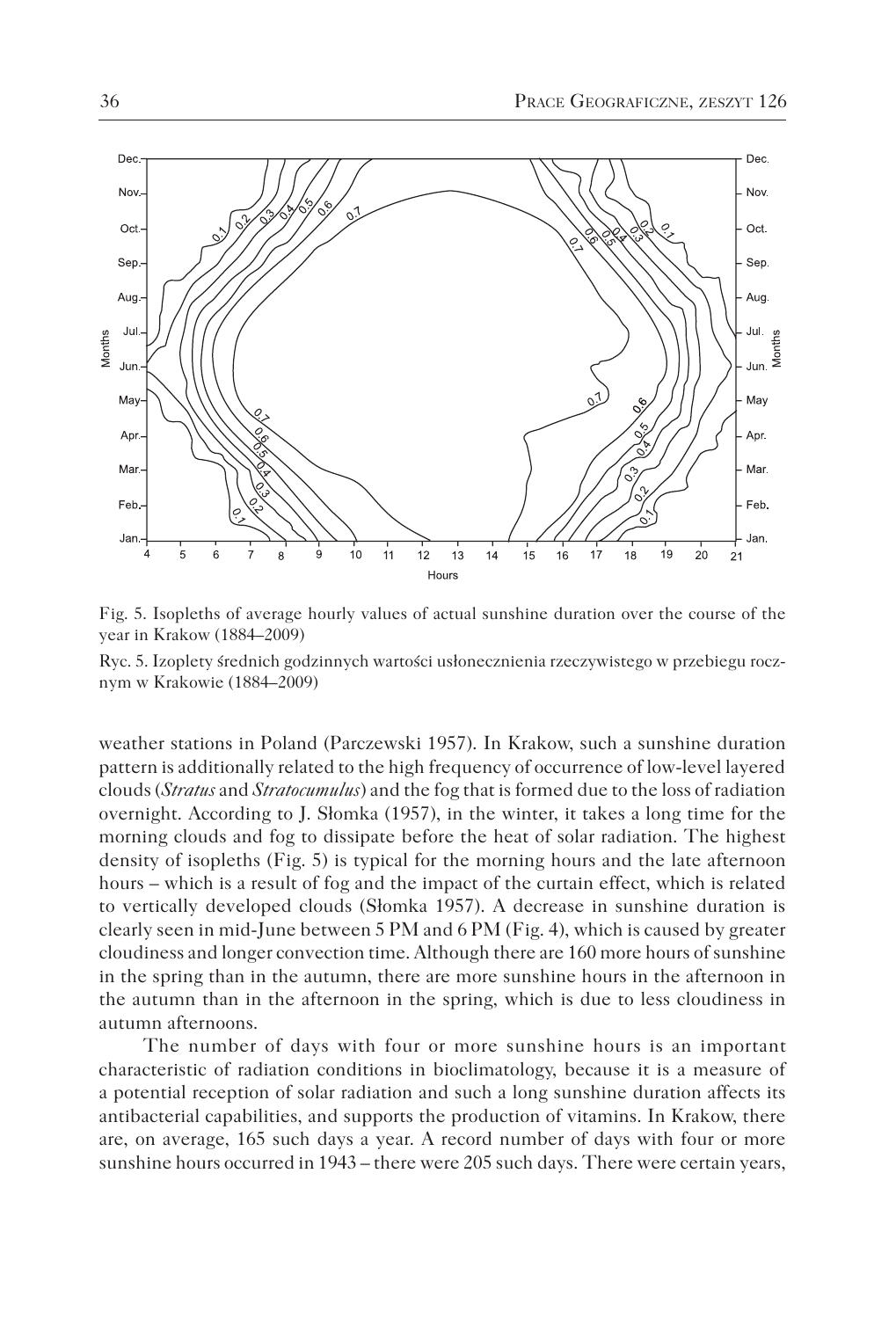Fig. 5. Isopleths of average hourly values of actual sunshine duration over the course of the year in Krakow (1884–2009)

Ryc. 5. Izoplety średnich godzinnych wartości usłonecznienia rzeczywistego w przebiegu rocznym w Krakowie (1884–2009)

weather stations in Poland (Parczewski 1957). In Krakow, such a sunshine duration pattern is additionally related to the high frequency of occurrence of low-level layered clouds (*Stratus* and *Stratocumulus*) and the fog that is formed due to the loss of radiation overnight. According to J. Słomka (1957), in the winter, it takes a long time for the morning clouds and fog to dissipate before the heat of solar radiation. The highest density of isopleths (Fig. 5) is typical for the morning hours and the late afternoon hours – which is a result of fog and the impact of the curtain effect, which is related to vertically developed clouds (Słomka 1957). A decrease in sunshine duration is clearly seen in mid-June between 5 PM and 6 PM (Fig. 4), which is caused by greater cloudiness and longer convection time. Although there are 160 more hours of sunshine in the spring than in the autumn, there are more sunshine hours in the afternoon in the autumn than in the afternoon in the spring, which is due to less cloudiness in autumn afternoons.

The number of days with four or more sunshine hours is an important characteristic of radiation conditions in bioclimatology, because it is a measure of a potential reception of solar radiation and such a long sunshine duration affects its antibacterial capabilities, and supports the production of vitamins. In Krakow, there are, on average, 165 such days a year. A record number of days with four or more sunshine hours occurred in 1943 – there were 205 such days. There were certain years,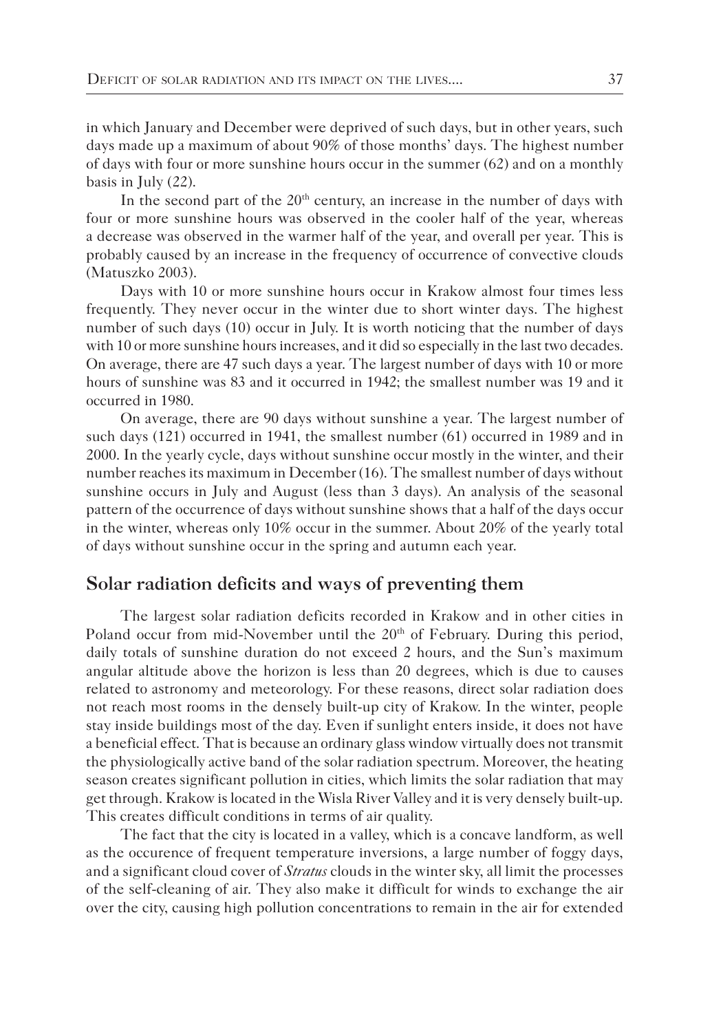in which January and December were deprived of such days, but in other years, such days made up a maximum of about 90% of those months' days. The highest number of days with four or more sunshine hours occur in the summer (62) and on a monthly basis in July (22).

In the second part of the 20th century, an increase in the number of days with four or more sunshine hours was observed in the cooler half of the year, whereas a decrease was observed in the warmer half of the year, and overall per year. This is probably caused by an increase in the frequency of occurrence of convective clouds (Matuszko 2003).

Days with 10 or more sunshine hours occur in Krakow almost four times less frequently. They never occur in the winter due to short winter days. The highest number of such days (10) occur in July. It is worth noticing that the number of days with 10 or more sunshine hours increases, and it did so especially in the last two decades. On average, there are 47 such days a year. The largest number of days with 10 or more hours of sunshine was 83 and it occurred in 1942; the smallest number was 19 and it occurred in 1980.

On average, there are 90 days without sunshine a year. The largest number of such days (121) occurred in 1941, the smallest number (61) occurred in 1989 and in 2000. In the yearly cycle, days without sunshine occur mostly in the winter, and their number reaches its maximum in December (16). The smallest number of days without sunshine occurs in July and August (less than 3 days). An analysis of the seasonal pattern of the occurrence of days without sunshine shows that a half of the days occur in the winter, whereas only 10% occur in the summer. About 20% of the yearly total of days without sunshine occur in the spring and autumn each year.

## Solar radiation deficits and ways of preventing them

The largest solar radiation deficits recorded in Krakow and in other cities in Poland occur from mid-November until the 20th of February. During this period, daily totals of sunshine duration do not exceed 2 hours, and the Sun's maximum angular altitude above the horizon is less than 20 degrees, which is due to causes related to astronomy and meteorology. For these reasons, direct solar radiation does not reach most rooms in the densely built-up city of Krakow. In the winter, people stay inside buildings most of the day. Even if sunlight enters inside, it does not have a beneficial effect. That is because an ordinary glass window virtually does not transmit the physiologically active band of the solar radiation spectrum. Moreover, the heating season creates significant pollution in cities, which limits the solar radiation that may get through. Krakow is located in the Wisla River Valley and it is very densely built-up. This creates difficult conditions in terms of air quality.

The fact that the city is located in a valley, which is a concave landform, as well as the occurence of frequent temperature inversions, a large number of foggy days, and a significant cloud cover of *Stratus* clouds in the winter sky, all limit the processes of the self-cleaning of air. They also make it difficult for winds to exchange the air over the city, causing high pollution concentrations to remain in the air for extended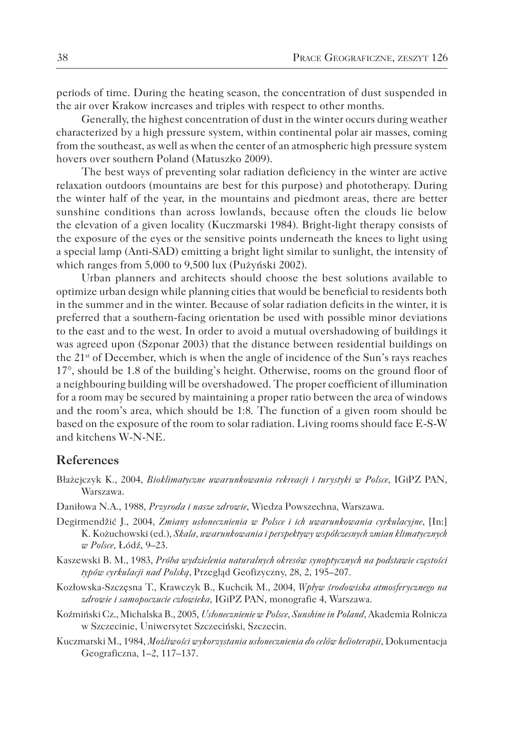periods of time. During the heating season, the concentration of dust suspended in the air over Krakow increases and triples with respect to other months.

Generally, the highest concentration of dust in the winter occurs during weather characterized by a high pressure system, within continental polar air masses, coming from the southeast, as well as when the center of an atmospheric high pressure system hovers over southern Poland (Matuszko 2009).

The best ways of preventing solar radiation deficiency in the winter are active relaxation outdoors (mountains are best for this purpose) and phototherapy. During the winter half of the year, in the mountains and piedmont areas, there are better sunshine conditions than across lowlands, because often the clouds lie below the elevation of a given locality (Kuczmarski 1984). Bright-light therapy consists of the exposure of the eyes or the sensitive points underneath the knees to light using a special lamp (Anti-SAD) emitting a bright light similar to sunlight, the intensity of which ranges from 5,000 to 9,500 lux (Pużyński 2002).

Urban planners and architects should choose the best solutions available to optimize urban design while planning cities that would be beneficial to residents both in the summer and in the winter. Because of solar radiation deficits in the winter, it is preferred that a southern-facing orientation be used with possible minor deviations to the east and to the west. In order to avoid a mutual overshadowing of buildings it was agreed upon (Szponar 2003) that the distance between residential buildings on the 21st of December, which is when the angle of incidence of the Sun's rays reaches 17°, should be 1.8 of the building's height. Otherwise, rooms on the ground floor of a neighbouring building will be overshadowed. The proper coefficient of illumination for a room may be secured by maintaining a proper ratio between the area of windows and the room's area, which should be 1:8. The function of a given room should be based on the exposure of the room to solar radiation. Living rooms should face E-S-W and kitchens W-N-NE.

## References

Błażejczyk K., 2004, *Bioklimatyczne uwarunkowania rekreacji i turystyki w Polsce*, IGiPZ PAN, Warszawa.

Daniłowa N.A., 1988, *Przyroda i nasze zdrowie*, Wiedza Powszechna, Warszawa.

Degirmendžić J., 2004, *Zmiany usłonecznienia w Polsce i ich uwarunkowania cyrkulacyjne*, [In:] K. Kożuchowski (ed.), *Skala, uwarunkowania i perspektywy współczesnych zmian klimatycznych w Polsce*, Łódź, 9–23.

Kaszewski B. M., 1983, *Próba wydzielenia naturalnych okresów synoptycznych na podstawie częstości typów cyrkulacji nad Polską*, Przegląd Geofizyczny, 28, 2, 195–207.

Kozłowska-Szczęsna T., Krawczyk B., Kuchcik M., 2004, *Wpływ środowiska atmosferycznego na zdrowie i samopoczucie człowieka*, IGiPZ PAN, monografie 4, Warszawa.

Koźmiński Cz., Michalska B., 2005, *Usłonecznienie w Polsce, Sunshine in Poland*, Akademia Rolnicza w Szczecinie, Uniwersytet Szczeciński, Szczecin.

Kuczmarski M., 1984, *Możliwości wykorzystania usłonecznienia do celów helioterapii*, Dokumentacja Geograficzna, 1–2, 117–137.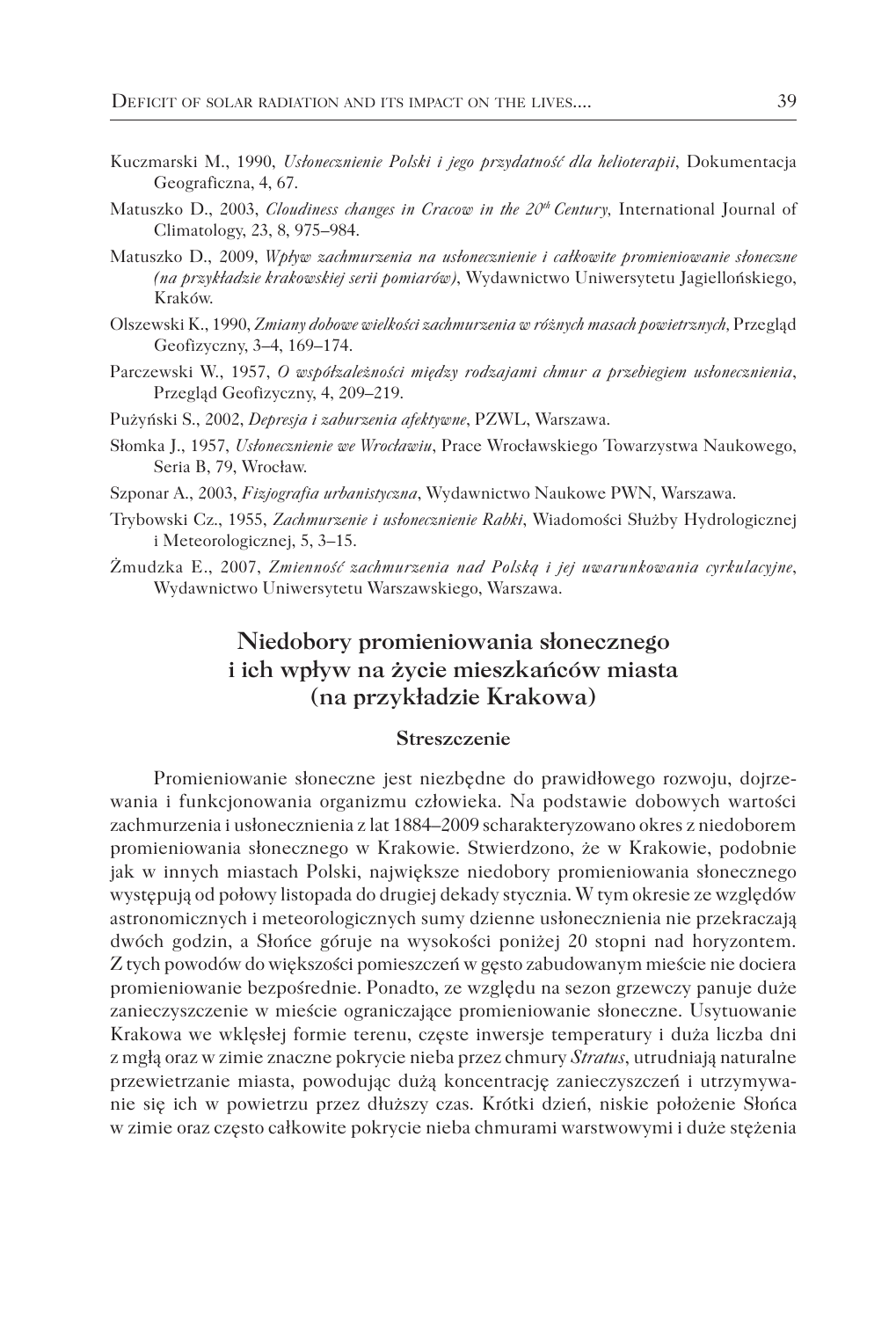Kuczmarski M., 1990, *Usłonecznienie Polski i jego przydatność dla helioterapii*, Dokumentacja Geograficzna, 4, 67.

Matuszko D., 2003, *Cloudiness changes in Cracow in the 20th Century*, International Journal of Climatology, 23, 8, 975–984.

Matuszko D., 2009, *Wpływ zachmurzenia na usłonecznienie i całkowite promieniowanie słoneczne (na przykładzie krakowskiej serii pomiarów)*, Wydawnictwo Uniwersytetu Jagiellońskiego, Kraków.

Olszewski K., 1990, *Zmiany dobowe wielkości zachmurzenia w różnych masach powietrznych*, Przegląd Geofizyczny, 3–4, 169–174.

Parczewski W., 1957, *O współzależności między rodzajami chmur a przebiegiem usłonecznienia*, Przegląd Geofizyczny, 4, 209–219.

Pużyński S., 2002, *Depresja i zaburzenia afektywne*, PZWL, Warszawa.

Słomka J., 1957, *Usłonecznienie we Wrocławiu*, Prace Wrocławskiego Towarzystwa Naukowego, Seria B, 79, Wrocław.

Szponar A., 2003, *Fizjografia urbanistyczna*, Wydawnictwo Naukowe PWN, Warszawa.

Trybowski Cz., 1955, *Zachmurzenie i usłonecznienie Rabki*, Wiadomości Służby Hydrologicznej i Meteorologicznej, 5, 3–15.

Żmudzka E., 2007, *Zmienność zachmurzenia nad Polską i jej uwarunkowania cyrkulacyjne*, Wydawnictwo Uniwersytetu Warszawskiego, Warszawa.

## Niedobory promieniowania słonecznego i ich wpływ na życie mieszkańców miasta (na przykładzie Krakowa)

### Streszczenie

Promieniowanie słoneczne jest niezbędne do prawidłowego rozwoju, dojrzewania i funkcjonowania organizmu człowieka. Na podstawie dobowych wartości zachmurzenia i usłonecznienia z lat 1884–2009 scharakteryzowano okres z niedoborem promieniowania słonecznego w Krakowie. Stwierdzono, że w Krakowie, podobnie jak w innych miastach Polski, największe niedobory promieniowania słonecznego występują od połowy listopada do drugiej dekady stycznia. W tym okresie ze względów astronomicznych i meteorologicznych sumy dzienne usłonecznienia nie przekraczają dwóch godzin, a Słońce góruje na wysokości poniżej 20 stopni nad horyzontem. Z tych powodów do większości pomieszczeń w gęsto zabudowanym mieście nie dociera promieniowanie bezpośrednie. Ponadto, ze względu na sezon grzewczy panuje duże zanieczyszczenie w mieście ograniczające promieniowanie słoneczne. Usytuowanie Krakowa we wklęsłej formie terenu, częste inwersje temperatury i duża liczba dni z mgłą oraz w zimie znaczne pokrycie nieba przez chmury *Stratus*, utrudniają naturalne przewietrzanie miasta, powodując dużą koncentrację zanieczyszczeń i utrzymywanie się ich w powietrzu przez dłuższy czas. Krótki dzień, niskie położenie Słońca w zimie oraz często całkowite pokrycie nieba chmurami warstwowymi i duże stężenia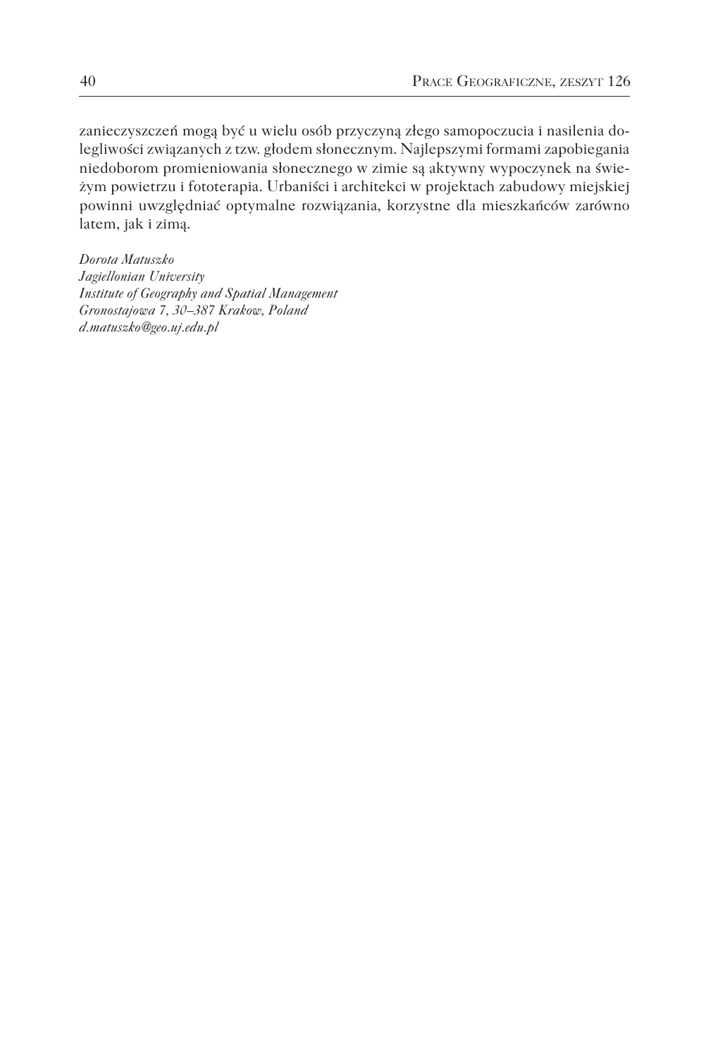zanieczyszczeń mogą być u wielu osób przyczyną złego samopoczucia i nasilenia dolegliwości związanych z tzw. głodem słonecznym. Najlepszymi formami zapobiegania niedoborom promieniowania słonecznego w zimie są aktywny wypoczynek na świeżym powietrzu i fototerapia. Urbaniści i architekci w projektach zabudowy miejskiej powinni uwzględniać optymalne rozwiązania, korzystne dla mieszkańców zarówno latem, jak i zimą.

*Dorota Matuszko*
*Jagiellonian University*
*Institute of Geography and Spatial Management*
*Gronostajowa 7, 30–387 Krakow, Poland*
*d.matuszko@geo.uj.edu.pl*